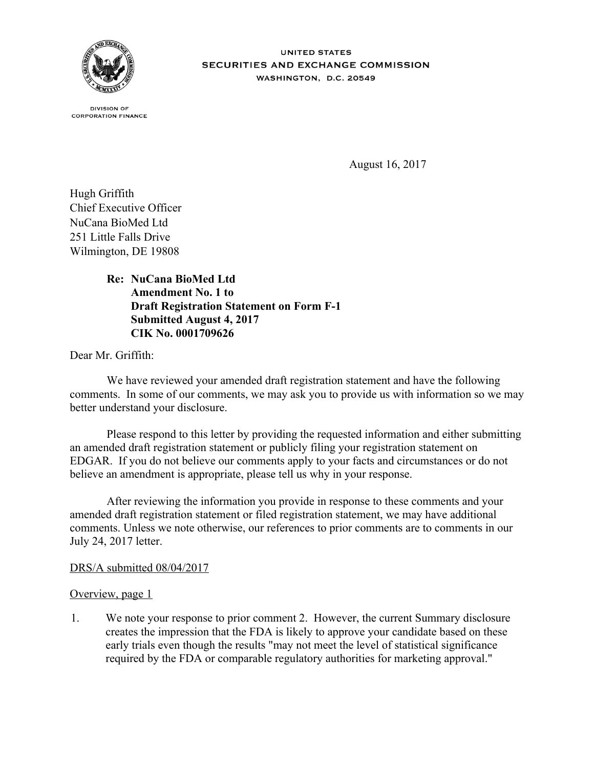UNITED STATES
SECURITIES AND EXCHANGE COMMISSION
WASHINGTON, D.C. 20549

DIVISION OF
CORPORATION FINANCE

August 16, 2017

Hugh Griffith
Chief Executive Officer
NuCana BioMed Ltd
251 Little Falls Drive
Wilmington, DE 19808

**Re: NuCana BioMed Ltd**
**Amendment No. 1 to**
**Draft Registration Statement on Form F-1**
**Submitted August 4, 2017**
**CIK No. 0001709626**

Dear Mr. Griffith:

We have reviewed your amended draft registration statement and have the following comments. In some of our comments, we may ask you to provide us with information so we may better understand your disclosure.

Please respond to this letter by providing the requested information and either submitting an amended draft registration statement or publicly filing your registration statement on EDGAR. If you do not believe our comments apply to your facts and circumstances or do not believe an amendment is appropriate, please tell us why in your response.

After reviewing the information you provide in response to these comments and your amended draft registration statement or filed registration statement, we may have additional comments. Unless we note otherwise, our references to prior comments are to comments in our July 24, 2017 letter.

DRS/A submitted 08/04/2017

Overview, page 1

1. We note your response to prior comment 2. However, the current Summary disclosure creates the impression that the FDA is likely to approve your candidate based on these early trials even though the results "may not meet the level of statistical significance required by the FDA or comparable regulatory authorities for marketing approval."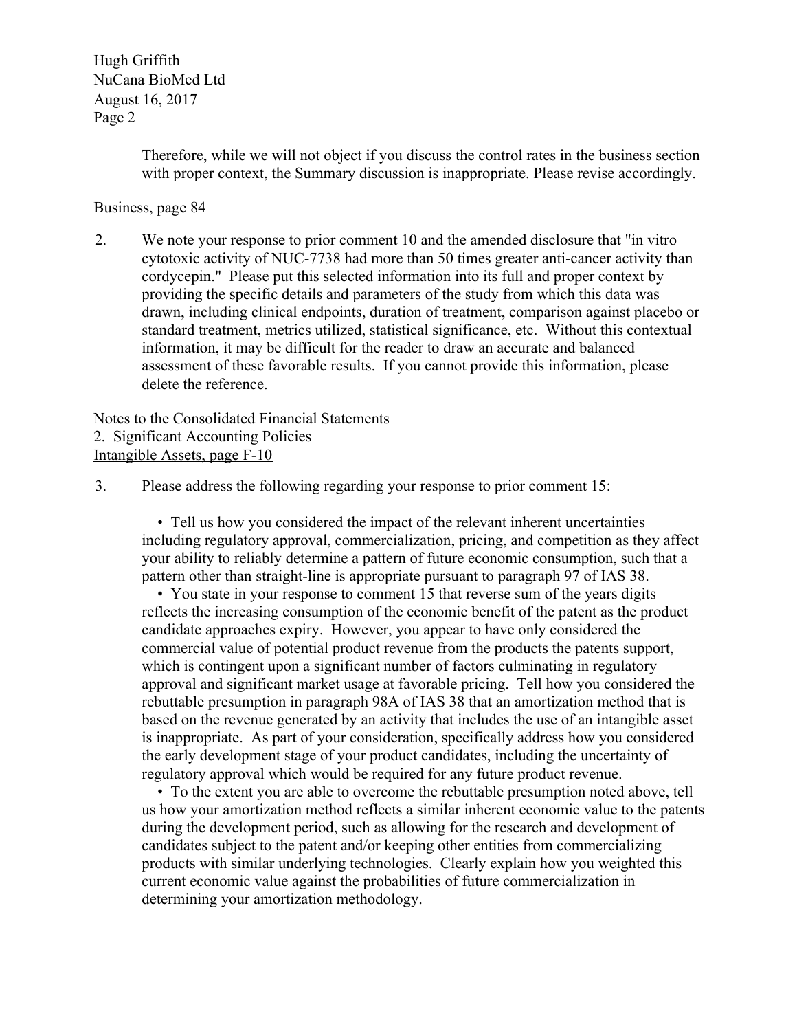Therefore, while we will not object if you discuss the control rates in the business section with proper context, the Summary discussion is inappropriate. Please revise accordingly.

Business, page 84

2. We note your response to prior comment 10 and the amended disclosure that "in vitro cytotoxic activity of NUC-7738 had more than 50 times greater anti-cancer activity than cordycepin." Please put this selected information into its full and proper context by providing the specific details and parameters of the study from which this data was drawn, including clinical endpoints, duration of treatment, comparison against placebo or standard treatment, metrics utilized, statistical significance, etc. Without this contextual information, it may be difficult for the reader to draw an accurate and balanced assessment of these favorable results. If you cannot provide this information, please delete the reference.

Notes to the Consolidated Financial Statements
2. Significant Accounting Policies
Intangible Assets, page F-10

3. Please address the following regarding your response to prior comment 15:

   - Tell us how you considered the impact of the relevant inherent uncertainties including regulatory approval, commercialization, pricing, and competition as they affect your ability to reliably determine a pattern of future economic consumption, such that a pattern other than straight-line is appropriate pursuant to paragraph 97 of IAS 38.
   - You state in your response to comment 15 that reverse sum of the years digits reflects the increasing consumption of the economic benefit of the patent as the product candidate approaches expiry. However, you appear to have only considered the commercial value of potential product revenue from the products the patents support, which is contingent upon a significant number of factors culminating in regulatory approval and significant market usage at favorable pricing. Tell how you considered the rebuttable presumption in paragraph 98A of IAS 38 that an amortization method that is based on the revenue generated by an activity that includes the use of an intangible asset is inappropriate. As part of your consideration, specifically address how you considered the early development stage of your product candidates, including the uncertainty of regulatory approval which would be required for any future product revenue.
   - To the extent you are able to overcome the rebuttable presumption noted above, tell us how your amortization method reflects a similar inherent economic value to the patents during the development period, such as allowing for the research and development of candidates subject to the patent and/or keeping other entities from commercializing products with similar underlying technologies. Clearly explain how you weighted this current economic value against the probabilities of future commercialization in determining your amortization methodology.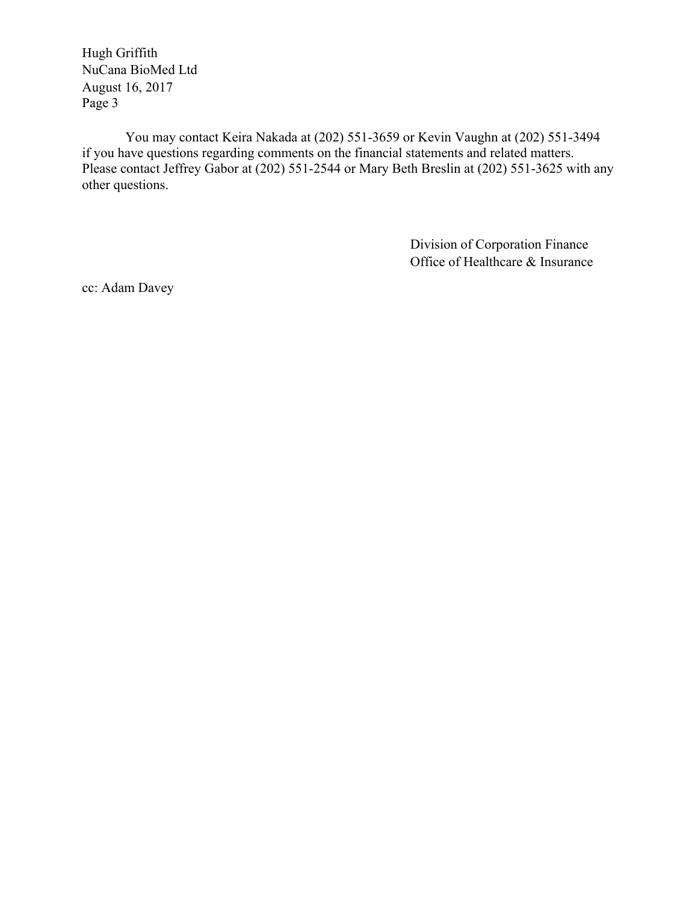You may contact Keira Nakada at (202) 551-3659 or Kevin Vaughn at (202) 551-3494 if you have questions regarding comments on the financial statements and related matters. Please contact Jeffrey Gabor at (202) 551-2544 or Mary Beth Breslin at (202) 551-3625 with any other questions.

Division of Corporation Finance
Office of Healthcare & Insurance

cc: Adam Davey